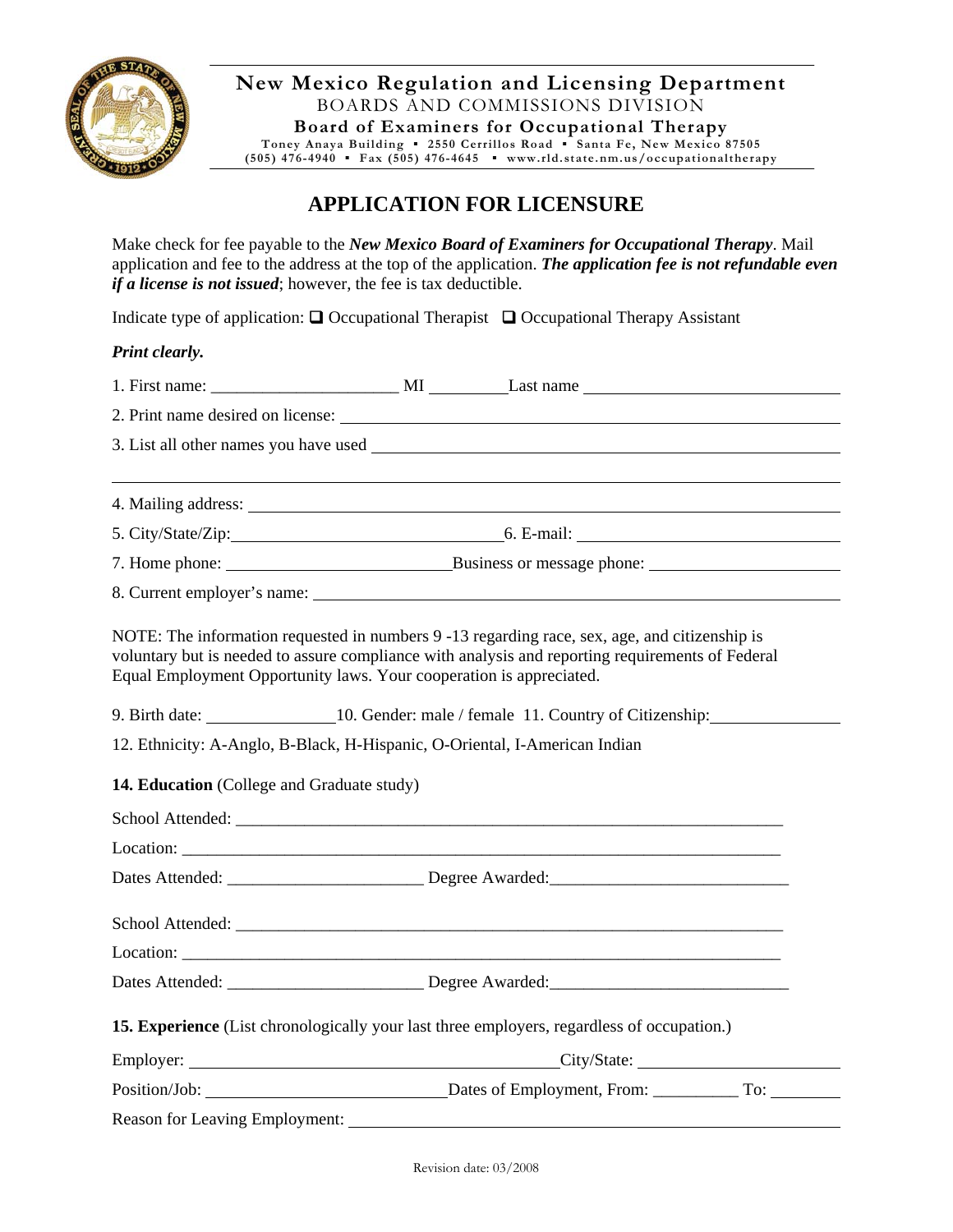# New Mexico Regulation and Licensing Department

BOARDS AND COMMISSIONS DIVISION

**Board of Examiners for Occupational Therapy**

Toney Anaya Building ▪ 2550 Cerrillos Road ▪ Santa Fe, New Mexico 87505
(505) 476-4940 ▪ Fax (505) 476-4645 ▪ www.rld.state.nm.us/occupationaltherapy

## APPLICATION FOR LICENSURE

Make check for fee payable to the ***New Mexico Board of Examiners for Occupational Therapy***. Mail application and fee to the address at the top of the application. ***The application fee is not refundable even if a license is not issued***; however, the fee is tax deductible.

Indicate type of application: ❑ Occupational Therapist ❑ Occupational Therapy Assistant

***Print clearly.***

1. First name: ____________________ MI __________ Last name ____________________

2. Print name desired on license: ________________________________________

3. List all other names you have used ________________________________________

________________________________________

4. Mailing address: ________________________________________

5. City/State/Zip: ____________________ 6. E-mail: ____________________

7. Home phone: ____________________ Business or message phone: ____________________

8. Current employer's name: ________________________________________

NOTE: The information requested in numbers 9 -13 regarding race, sex, age, and citizenship is voluntary but is needed to assure compliance with analysis and reporting requirements of Federal Equal Employment Opportunity laws. Your cooperation is appreciated.

9. Birth date: ______________ 10. Gender: male / female 11. Country of Citizenship: ______________

12. Ethnicity: A-Anglo, B-Black, H-Hispanic, O-Oriental, I-American Indian

**14. Education** (College and Graduate study)

School Attended: ________________________________________

Location: ________________________________________

Dates Attended: ____________________ Degree Awarded: ____________________

School Attended: ________________________________________

Location: ________________________________________

Dates Attended: ____________________ Degree Awarded: ____________________

**15. Experience** (List chronologically your last three employers, regardless of occupation.)

Employer: ____________________ City/State: ____________________

Position/Job: ____________________ Dates of Employment, From: __________ To: __________

Reason for Leaving Employment: ________________________________________

Revision date: 03/2008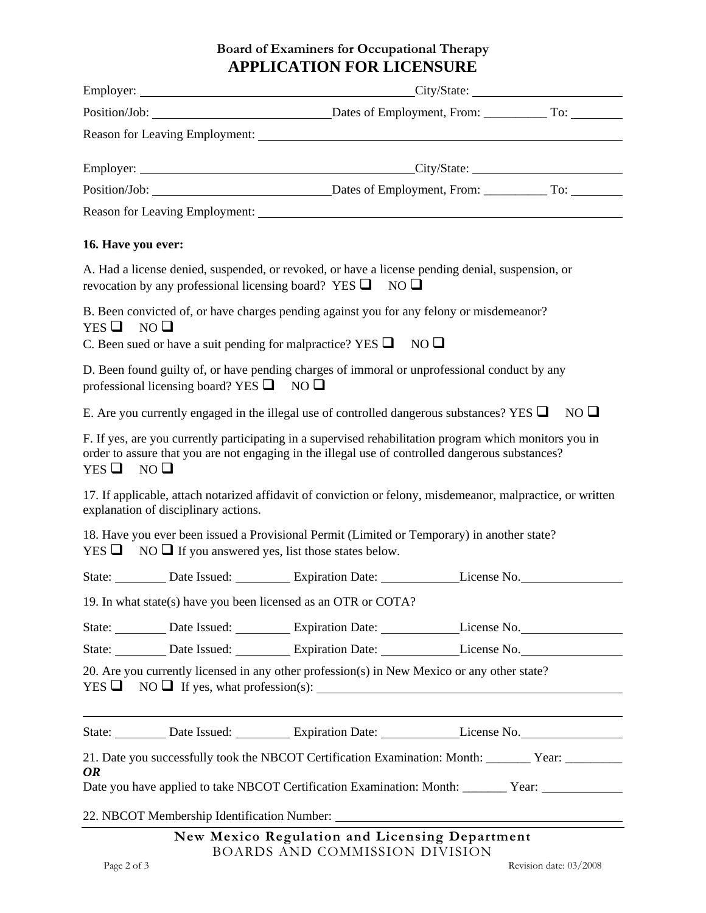**Board of Examiners for Occupational Therapy**

# APPLICATION FOR LICENSURE

Employer: ____________________________________________ City/State: ______________________

Position/Job: ___________________________ Dates of Employment, From: __________ To: ________

Reason for Leaving Employment: ____________________________________________________________

Employer: ____________________________________________ City/State: ______________________

Position/Job: ___________________________ Dates of Employment, From: __________ To: ________

Reason for Leaving Employment: ____________________________________________________________

**16. Have you ever:**

A. Had a license denied, suspended, or revoked, or have a license pending denial, suspension, or revocation by any professional licensing board? YES ☐ NO ☐

B. Been convicted of, or have charges pending against you for any felony or misdemeanor? YES ☐ NO ☐

C. Been sued or have a suit pending for malpractice? YES ☐ NO ☐

D. Been found guilty of, or have pending charges of immoral or unprofessional conduct by any professional licensing board? YES ☐ NO ☐

E. Are you currently engaged in the illegal use of controlled dangerous substances? YES ☐ NO ☐

F. If yes, are you currently participating in a supervised rehabilitation program which monitors you in order to assure that you are not engaging in the illegal use of controlled dangerous substances? YES ☐ NO ☐

17. If applicable, attach notarized affidavit of conviction or felony, misdemeanor, malpractice, or written explanation of disciplinary actions.

18. Have you ever been issued a Provisional Permit (Limited or Temporary) in another state? YES ☐ NO ☐ If you answered yes, list those states below.

State: ________ Date Issued: ________ Expiration Date: ____________ License No. ________________

19. In what state(s) have you been licensed as an OTR or COTA?

State: ________ Date Issued: ________ Expiration Date: ____________ License No. ________________

State: ________ Date Issued: ________ Expiration Date: ____________ License No. ________________

20. Are you currently licensed in any other profession(s) in New Mexico or any other state? YES ☐ NO ☐ If yes, what profession(s): ______________________________________________

____________________________________________________________________________________

State: ________ Date Issued: ________ Expiration Date: ____________ License No. ________________

21. Date you successfully took the NBCOT Certification Examination: Month: _______ Year: _________

***OR***

Date you have applied to take NBCOT Certification Examination: Month: _______ Year: ____________

22. NBCOT Membership Identification Number: ______________________________________________

**New Mexico Regulation and Licensing Department**
BOARDS AND COMMISSION DIVISION

Revision date: 03/2008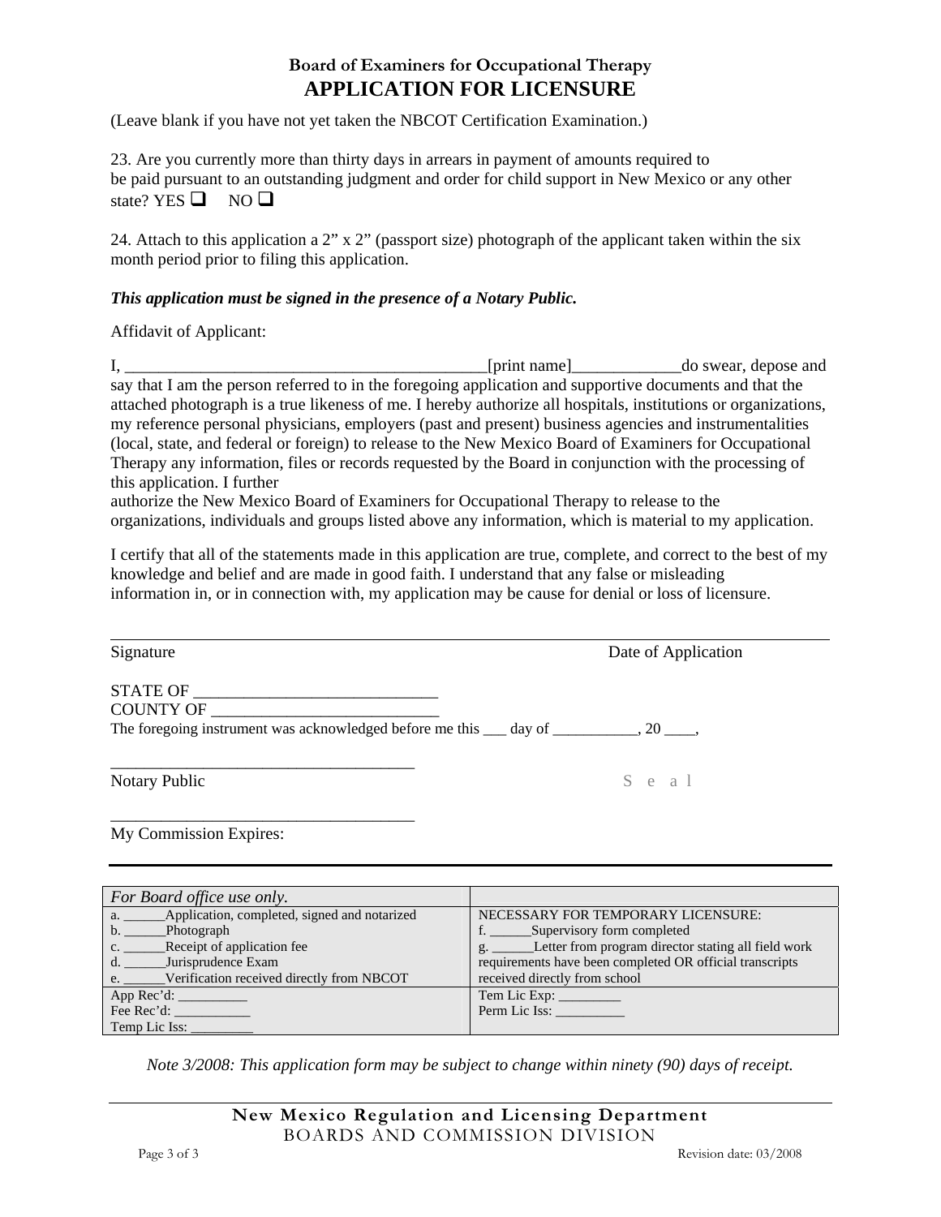**Board of Examiners for Occupational Therapy**

# APPLICATION FOR LICENSURE

(Leave blank if you have not yet taken the NBCOT Certification Examination.)

23. Are you currently more than thirty days in arrears in payment of amounts required to be paid pursuant to an outstanding judgment and order for child support in New Mexico or any other state? YES ☐ NO ☐

24. Attach to this application a 2" x 2" (passport size) photograph of the applicant taken within the six month period prior to filing this application.

***This application must be signed in the presence of a Notary Public.***

Affidavit of Applicant:

I, ___________________________________________[print name]_____________do swear, depose and say that I am the person referred to in the foregoing application and supportive documents and that the attached photograph is a true likeness of me. I hereby authorize all hospitals, institutions or organizations, my reference personal physicians, employers (past and present) business agencies and instrumentalities (local, state, and federal or foreign) to release to the New Mexico Board of Examiners for Occupational Therapy any information, files or records requested by the Board in conjunction with the processing of this application. I further authorize the New Mexico Board of Examiners for Occupational Therapy to release to the organizations, individuals and groups listed above any information, which is material to my application.

I certify that all of the statements made in this application are true, complete, and correct to the best of my knowledge and belief and are made in good faith. I understand that any false or misleading information in, or in connection with, my application may be cause for denial or loss of licensure.

_______________________________________________________________________________

Signature                                                                 Date of Application

STATE OF _____________________________

COUNTY OF ___________________________

The foregoing instrument was acknowledged before me this ___ day of ___________, 20 ____,

_____________________________________

Notary Public                                                              Seal

_____________________________________

My Commission Expires:

| *For Board office use only.* | |
|---|---|
| a. ______Application, completed, signed and notarized<br>b. ______Photograph<br>c. ______Receipt of application fee<br>d. ______Jurisprudence Exam<br>e. ______Verification received directly from NBCOT | NECESSARY FOR TEMPORARY LICENSURE:<br>f. ______Supervisory form completed<br>g. ______Letter from program director stating all field work requirements have been completed OR official transcripts received directly from school |
| App Rec'd: __________<br>Fee Rec'd: ___________<br>Temp Lic Iss: _________ | Tem Lic Exp: _________<br>Perm Lic Iss: __________ |

*Note 3/2008: This application form may be subject to change within ninety (90) days of receipt.*

**New Mexico Regulation and Licensing Department**
BOARDS AND COMMISSION DIVISION

Revision date: 03/2008